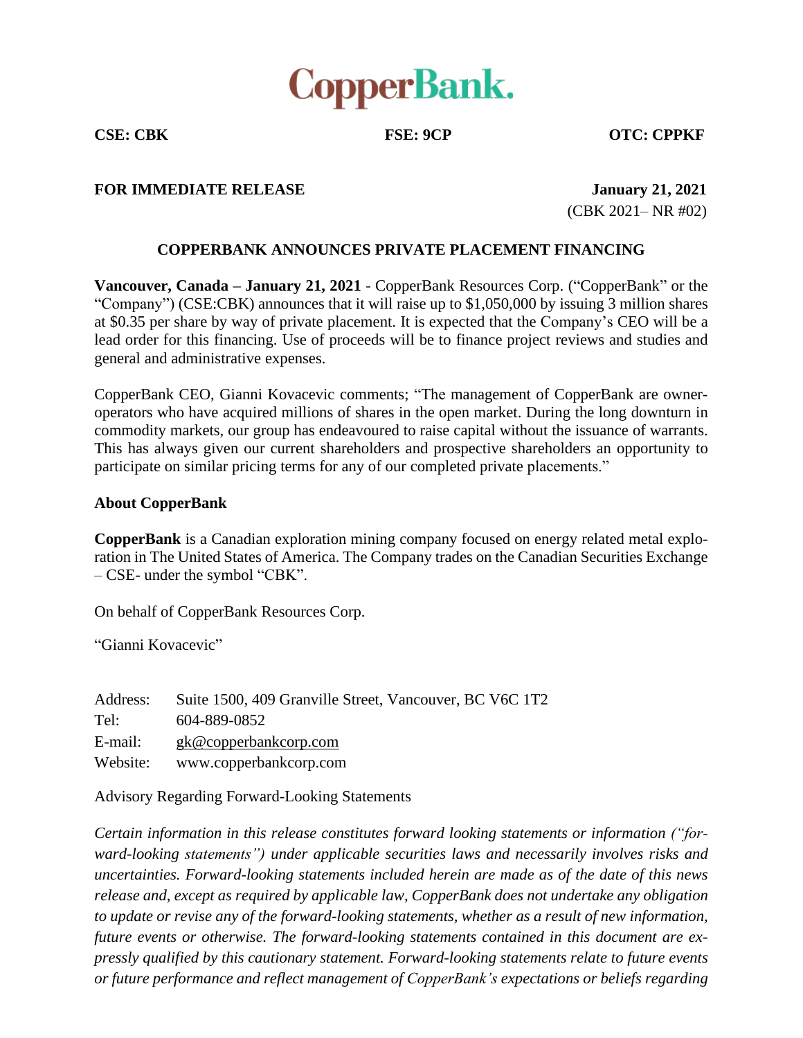# CopperBank.

**CSE: CBK** **FSE: 9CP** **OTC: CPPKF**

**FOR IMMEDIATE RELEASE** **January 21, 2021**

(CBK 2021– NR #02)

## COPPERBANK ANNOUNCES PRIVATE PLACEMENT FINANCING

**Vancouver, Canada – January 21, 2021** - CopperBank Resources Corp. ("CopperBank" or the "Company") (CSE:CBK) announces that it will raise up to $1,050,000 by issuing 3 million shares at $0.35 per share by way of private placement. It is expected that the Company's CEO will be a lead order for this financing. Use of proceeds will be to finance project reviews and studies and general and administrative expenses.

CopperBank CEO, Gianni Kovacevic comments; "The management of CopperBank are owner-operators who have acquired millions of shares in the open market. During the long downturn in commodity markets, our group has endeavoured to raise capital without the issuance of warrants. This has always given our current shareholders and prospective shareholders an opportunity to participate on similar pricing terms for any of our completed private placements."

### About CopperBank

**CopperBank** is a Canadian exploration mining company focused on energy related metal exploration in The United States of America. The Company trades on the Canadian Securities Exchange – CSE- under the symbol "CBK".

On behalf of CopperBank Resources Corp.

"Gianni Kovacevic"

Address: Suite 1500, 409 Granville Street, Vancouver, BC V6C 1T2
Tel: 604-889-0852
E-mail: gk@copperbankcorp.com
Website: www.copperbankcorp.com

Advisory Regarding Forward-Looking Statements

*Certain information in this release constitutes forward looking statements or information ("forward-looking statements") under applicable securities laws and necessarily involves risks and uncertainties. Forward-looking statements included herein are made as of the date of this news release and, except as required by applicable law, CopperBank does not undertake any obligation to update or revise any of the forward-looking statements, whether as a result of new information, future events or otherwise. The forward-looking statements contained in this document are expressly qualified by this cautionary statement. Forward-looking statements relate to future events or future performance and reflect management of CopperBank's expectations or beliefs regarding*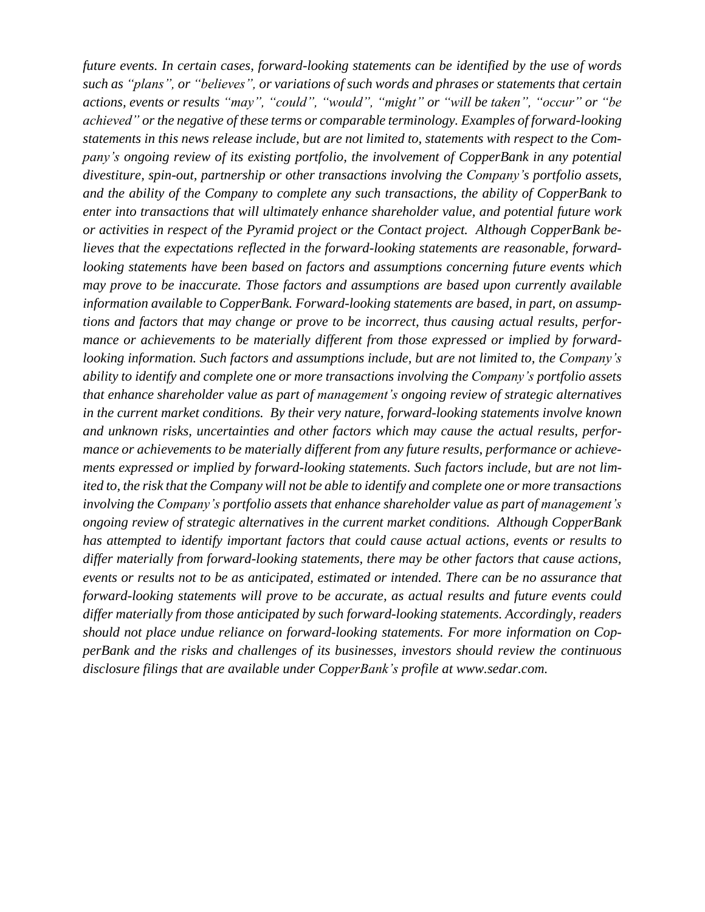*future events. In certain cases, forward-looking statements can be identified by the use of words such as "plans", or "believes", or variations of such words and phrases or statements that certain actions, events or results "may", "could", "would", "might" or "will be taken", "occur" or "be achieved" or the negative of these terms or comparable terminology. Examples of forward-looking statements in this news release include, but are not limited to, statements with respect to the Company's ongoing review of its existing portfolio, the involvement of CopperBank in any potential divestiture, spin-out, partnership or other transactions involving the Company's portfolio assets, and the ability of the Company to complete any such transactions, the ability of CopperBank to enter into transactions that will ultimately enhance shareholder value, and potential future work or activities in respect of the Pyramid project or the Contact project. Although CopperBank believes that the expectations reflected in the forward-looking statements are reasonable, forward-looking statements have been based on factors and assumptions concerning future events which may prove to be inaccurate. Those factors and assumptions are based upon currently available information available to CopperBank. Forward-looking statements are based, in part, on assumptions and factors that may change or prove to be incorrect, thus causing actual results, performance or achievements to be materially different from those expressed or implied by forward-looking information. Such factors and assumptions include, but are not limited to, the Company's ability to identify and complete one or more transactions involving the Company's portfolio assets that enhance shareholder value as part of management's ongoing review of strategic alternatives in the current market conditions. By their very nature, forward-looking statements involve known and unknown risks, uncertainties and other factors which may cause the actual results, performance or achievements to be materially different from any future results, performance or achievements expressed or implied by forward-looking statements. Such factors include, but are not limited to, the risk that the Company will not be able to identify and complete one or more transactions involving the Company's portfolio assets that enhance shareholder value as part of management's ongoing review of strategic alternatives in the current market conditions. Although CopperBank has attempted to identify important factors that could cause actual actions, events or results to differ materially from forward-looking statements, there may be other factors that cause actions, events or results not to be as anticipated, estimated or intended. There can be no assurance that forward-looking statements will prove to be accurate, as actual results and future events could differ materially from those anticipated by such forward-looking statements. Accordingly, readers should not place undue reliance on forward-looking statements. For more information on CopperBank and the risks and challenges of its businesses, investors should review the continuous disclosure filings that are available under CopperBank's profile at www.sedar.com.*